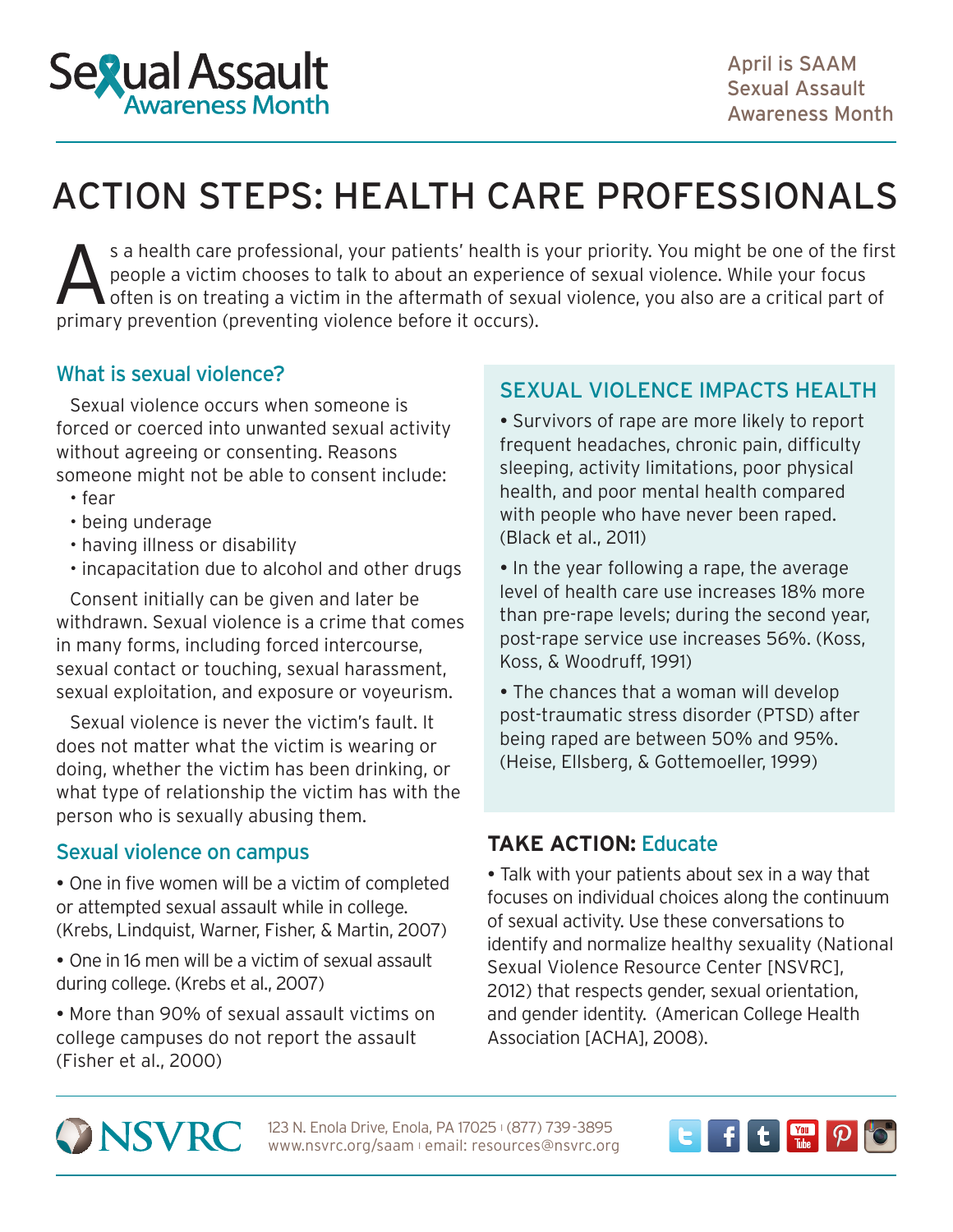# Sexual Assault Awareness Month

April is SAAM Sexual Assault Awareness Month

# ACTION STEPS: HEALTH CARE PROFESSIONALS

As a health care professional, your patients' health is your priority. You might be one of the first people a victim chooses to talk to about an experience of sexual violence. While your focus often is on treating a victim in the aftermath of sexual violence, you also are a critical part of primary prevention (preventing violence before it occurs).

## What is sexual violence?

Sexual violence occurs when someone is forced or coerced into unwanted sexual activity without agreeing or consenting. Reasons someone might not be able to consent include:

- fear
- being underage
- having illness or disability
- incapacitation due to alcohol and other drugs

Consent initially can be given and later be withdrawn. Sexual violence is a crime that comes in many forms, including forced intercourse, sexual contact or touching, sexual harassment, sexual exploitation, and exposure or voyeurism.

Sexual violence is never the victim's fault. It does not matter what the victim is wearing or doing, whether the victim has been drinking, or what type of relationship the victim has with the person who is sexually abusing them.

## Sexual violence on campus

- One in five women will be a victim of completed or attempted sexual assault while in college. (Krebs, Lindquist, Warner, Fisher, & Martin, 2007)
- One in 16 men will be a victim of sexual assault during college. (Krebs et al., 2007)
- More than 90% of sexual assault victims on college campuses do not report the assault (Fisher et al., 2000)

## SEXUAL VIOLENCE IMPACTS HEALTH

- Survivors of rape are more likely to report frequent headaches, chronic pain, difficulty sleeping, activity limitations, poor physical health, and poor mental health compared with people who have never been raped. (Black et al., 2011)
- In the year following a rape, the average level of health care use increases 18% more than pre-rape levels; during the second year, post-rape service use increases 56%. (Koss, Koss, & Woodruff, 1991)
- The chances that a woman will develop post-traumatic stress disorder (PTSD) after being raped are between 50% and 95%. (Heise, Ellsberg, & Gottemoeller, 1999)

## TAKE ACTION: Educate

- Talk with your patients about sex in a way that focuses on individual choices along the continuum of sexual activity. Use these conversations to identify and normalize healthy sexuality (National Sexual Violence Resource Center [NSVRC], 2012) that respects gender, sexual orientation, and gender identity. (American College Health Association [ACHA], 2008).

NSVRC
123 N. Enola Drive, Enola, PA 17025 | (877) 739-3895
www.nsvrc.org/saam | email: resources@nsvrc.org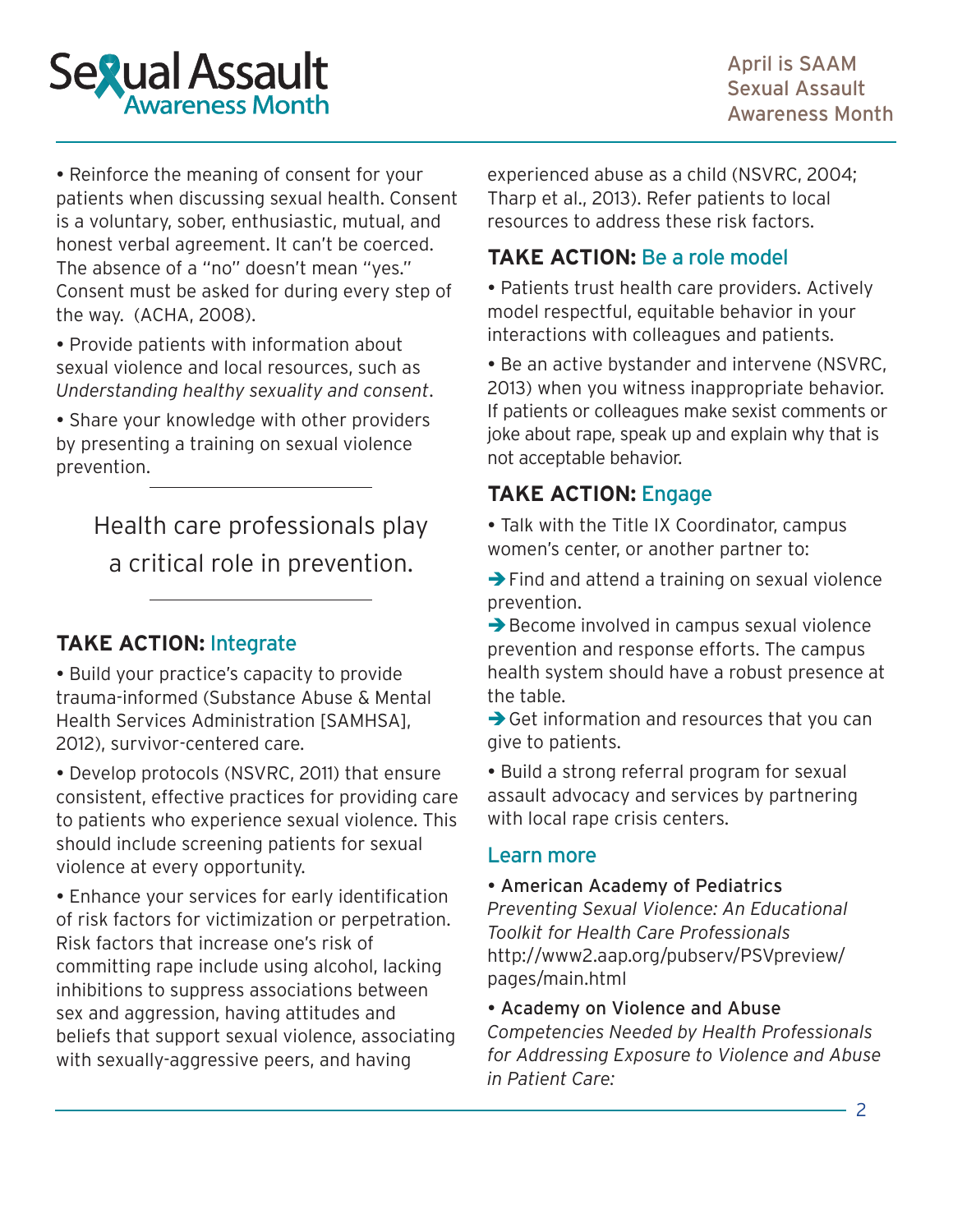- Reinforce the meaning of consent for your patients when discussing sexual health. Consent is a voluntary, sober, enthusiastic, mutual, and honest verbal agreement. It can't be coerced. The absence of a "no" doesn't mean "yes." Consent must be asked for during every step of the way. (ACHA, 2008).
- Provide patients with information about sexual violence and local resources, such as *Understanding healthy sexuality and consent*.
- Share your knowledge with other providers by presenting a training on sexual violence prevention.

---

Health care professionals play a critical role in prevention.

---

## TAKE ACTION: Integrate

- Build your practice's capacity to provide trauma-informed (Substance Abuse & Mental Health Services Administration [SAMHSA], 2012), survivor-centered care.
- Develop protocols (NSVRC, 2011) that ensure consistent, effective practices for providing care to patients who experience sexual violence. This should include screening patients for sexual violence at every opportunity.
- Enhance your services for early identification of risk factors for victimization or perpetration. Risk factors that increase one's risk of committing rape include using alcohol, lacking inhibitions to suppress associations between sex and aggression, having attitudes and beliefs that support sexual violence, associating with sexually-aggressive peers, and having experienced abuse as a child (NSVRC, 2004; Tharp et al., 2013). Refer patients to local resources to address these risk factors.

## TAKE ACTION: Be a role model

- Patients trust health care providers. Actively model respectful, equitable behavior in your interactions with colleagues and patients.
- Be an active bystander and intervene (NSVRC, 2013) when you witness inappropriate behavior. If patients or colleagues make sexist comments or joke about rape, speak up and explain why that is not acceptable behavior.

## TAKE ACTION: Engage

- Talk with the Title IX Coordinator, campus women's center, or another partner to:
  - ➔ Find and attend a training on sexual violence prevention.
  - ➔ Become involved in campus sexual violence prevention and response efforts. The campus health system should have a robust presence at the table.
  - ➔ Get information and resources that you can give to patients.
- Build a strong referral program for sexual assault advocacy and services by partnering with local rape crisis centers.

## Learn more

- American Academy of Pediatrics
  *Preventing Sexual Violence: An Educational Toolkit for Health Care Professionals*
  http://www2.aap.org/pubserv/PSVpreview/pages/main.html
- Academy on Violence and Abuse
  *Competencies Needed by Health Professionals for Addressing Exposure to Violence and Abuse in Patient Care:*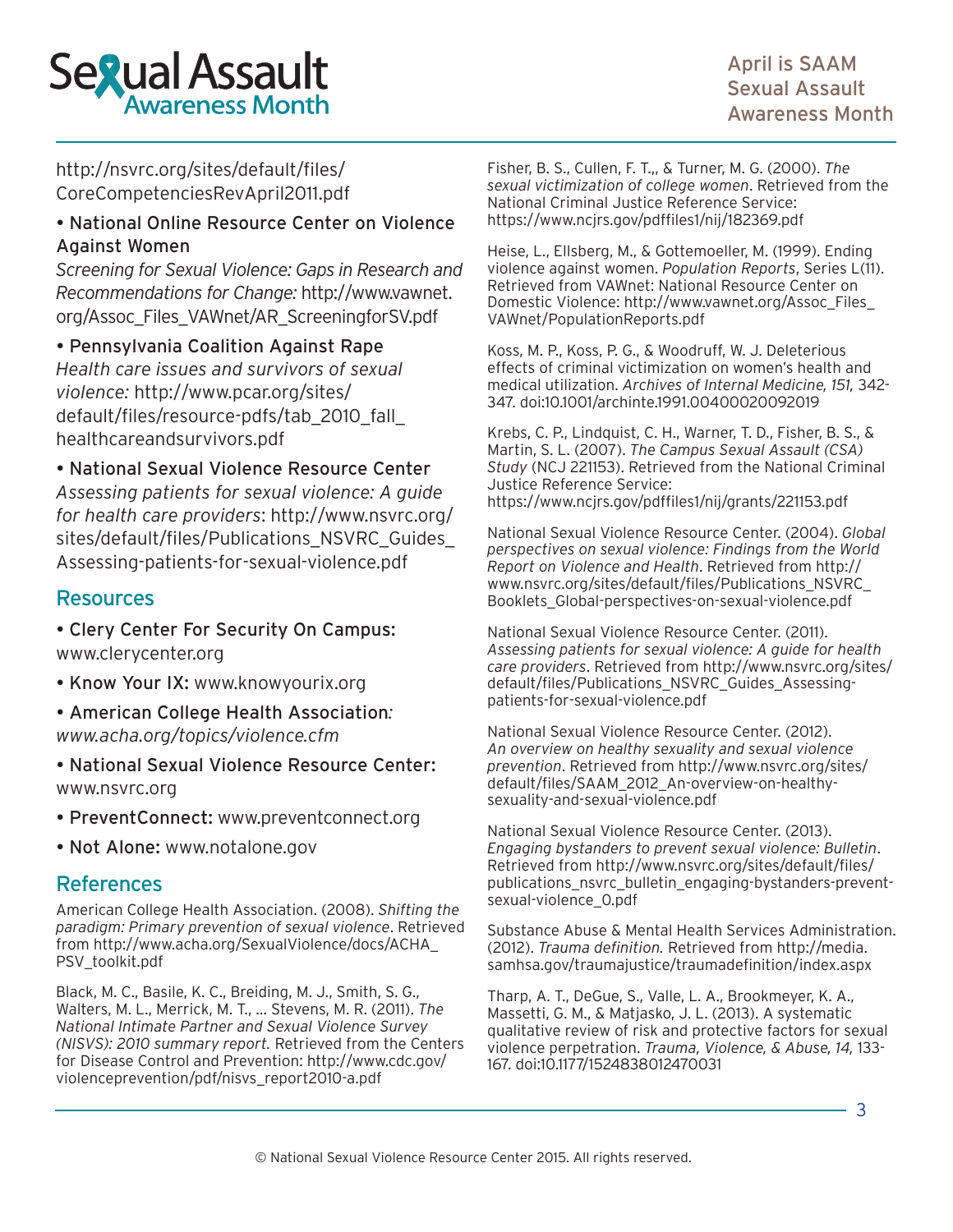http://nsvrc.org/sites/default/files/CoreCompetenciesRevApril2011.pdf

- National Online Resource Center on Violence Against Women
  *Screening for Sexual Violence: Gaps in Research and Recommendations for Change:* http://www.vawnet.org/Assoc_Files_VAWnet/AR_ScreeningforSV.pdf
- Pennsylvania Coalition Against Rape
  *Health care issues and survivors of sexual violence:* http://www.pcar.org/sites/default/files/resource-pdfs/tab_2010_fall_healthcareandsurvivors.pdf
- National Sexual Violence Resource Center
  *Assessing patients for sexual violence: A guide for health care providers*: http://www.nsvrc.org/sites/default/files/Publications_NSVRC_Guides_Assessing-patients-for-sexual-violence.pdf

## Resources

- **Clery Center For Security On Campus:** www.clerycenter.org
- **Know Your IX:** www.knowyourix.org
- **American College Health Association***:* *www.acha.org/topics/violence.cfm*
- **National Sexual Violence Resource Center:** www.nsvrc.org
- **PreventConnect:** www.preventconnect.org
- **Not Alone:** www.notalone.gov

## References

American College Health Association. (2008). *Shifting the paradigm: Primary prevention of sexual violence*. Retrieved from http://www.acha.org/SexualViolence/docs/ACHA_PSV_toolkit.pdf

Black, M. C., Basile, K. C., Breiding, M. J., Smith, S. G., Walters, M. L., Merrick, M. T., … Stevens, M. R. (2011). *The National Intimate Partner and Sexual Violence Survey (NISVS): 2010 summary report.* Retrieved from the Centers for Disease Control and Prevention: http://www.cdc.gov/violenceprevention/pdf/nisvs_report2010-a.pdf

Fisher, B. S., Cullen, F. T.,, & Turner, M. G. (2000). *The sexual victimization of college women*. Retrieved from the National Criminal Justice Reference Service: https://www.ncjrs.gov/pdffiles1/nij/182369.pdf

Heise, L., Ellsberg, M., & Gottemoeller, M. (1999). Ending violence against women. *Population Reports*, Series L(11). Retrieved from VAWnet: National Resource Center on Domestic Violence: http://www.vawnet.org/Assoc_Files_VAWnet/PopulationReports.pdf

Koss, M. P., Koss, P. G., & Woodruff, W. J. Deleterious effects of criminal victimization on women's health and medical utilization. *Archives of Internal Medicine, 151,* 342-347. doi:10.1001/archinte.1991.00400020092019

Krebs, C. P., Lindquist, C. H., Warner, T. D., Fisher, B. S., & Martin, S. L. (2007). *The Campus Sexual Assault (CSA) Study* (NCJ 221153). Retrieved from the National Criminal Justice Reference Service: https://www.ncjrs.gov/pdffiles1/nij/grants/221153.pdf

National Sexual Violence Resource Center. (2004). *Global perspectives on sexual violence: Findings from the World Report on Violence and Health*. Retrieved from http://www.nsvrc.org/sites/default/files/Publications_NSVRC_Booklets_Global-perspectives-on-sexual-violence.pdf

National Sexual Violence Resource Center. (2011). *Assessing patients for sexual violence: A guide for health care providers*. Retrieved from http://www.nsvrc.org/sites/default/files/Publications_NSVRC_Guides_Assessing-patients-for-sexual-violence.pdf

National Sexual Violence Resource Center. (2012). *An overview on healthy sexuality and sexual violence prevention*. Retrieved from http://www.nsvrc.org/sites/default/files/SAAM_2012_An-overview-on-healthy-sexuality-and-sexual-violence.pdf

National Sexual Violence Resource Center. (2013). *Engaging bystanders to prevent sexual violence: Bulletin*. Retrieved from http://www.nsvrc.org/sites/default/files/publications_nsvrc_bulletin_engaging-bystanders-prevent-sexual-violence_0.pdf

Substance Abuse & Mental Health Services Administration. (2012). *Trauma definition.* Retrieved from http://media.samhsa.gov/traumajustice/traumadefinition/index.aspx

Tharp, A. T., DeGue, S., Valle, L. A., Brookmeyer, K. A., Massetti, G. M., & Matjasko, J. L. (2013). A systematic qualitative review of risk and protective factors for sexual violence perpetration. *Trauma, Violence, & Abuse, 14,* 133-167. doi:10.1177/1524838012470031

© National Sexual Violence Resource Center 2015. All rights reserved.